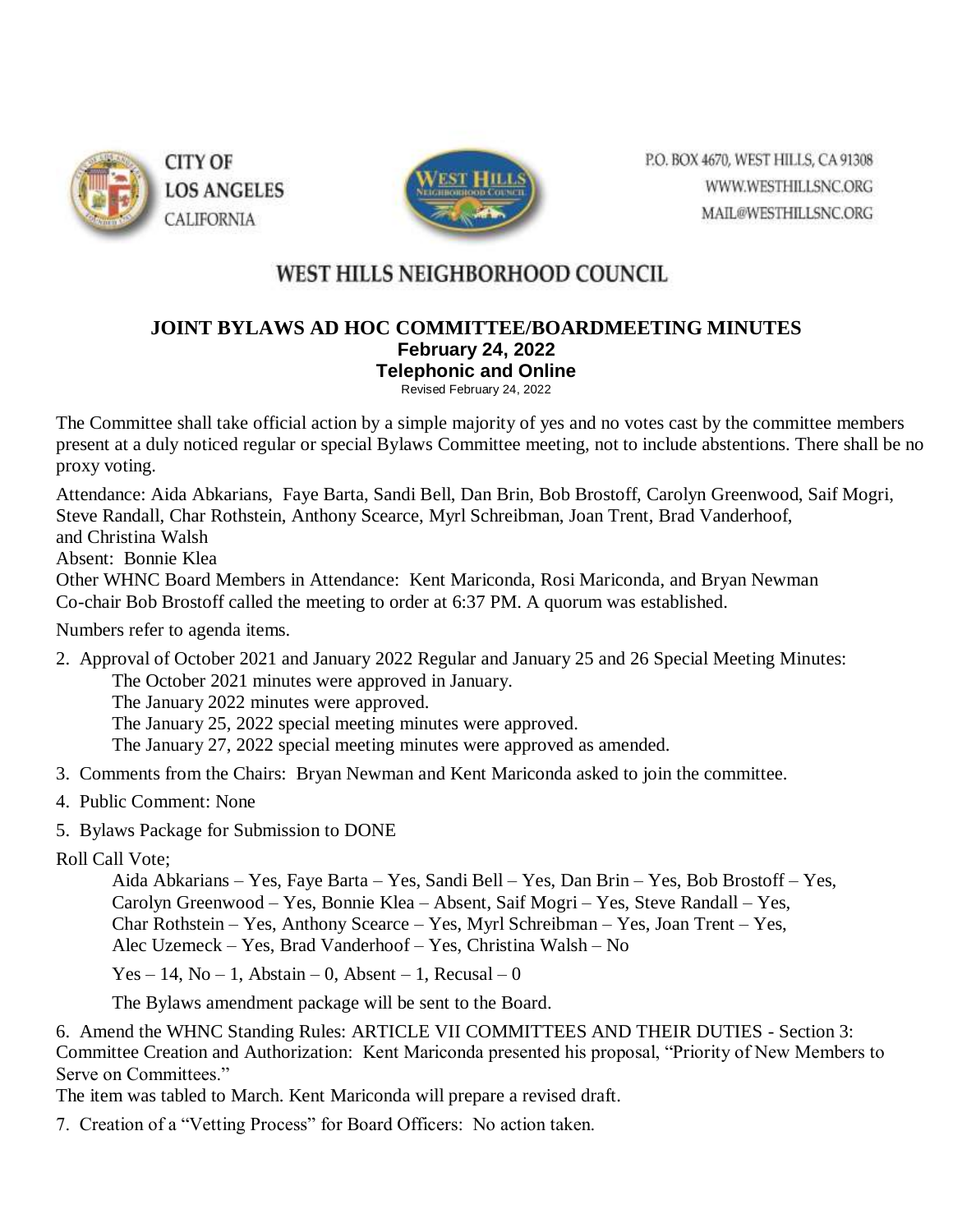CITY OF LOS ANGELES CALIFORNIA

P.O. BOX 4670, WEST HILLS, CA 91308
WWW.WESTHILLSNC.ORG
MAIL@WESTHILLSNC.ORG

# WEST HILLS NEIGHBORHOOD COUNCIL

## JOINT BYLAWS AD HOC COMMITTEE/BOARDMEETING MINUTES

**February 24, 2022**

**Telephonic and Online**

Revised February 24, 2022

The Committee shall take official action by a simple majority of yes and no votes cast by the committee members present at a duly noticed regular or special Bylaws Committee meeting, not to include abstentions. There shall be no proxy voting.

Attendance: Aida Abkarians, Faye Barta, Sandi Bell, Dan Brin, Bob Brostoff, Carolyn Greenwood, Saif Mogri, Steve Randall, Char Rothstein, Anthony Scearce, Myrl Schreibman, Joan Trent, Brad Vanderhoof, and Christina Walsh

Absent: Bonnie Klea

Other WHNC Board Members in Attendance: Kent Mariconda, Rosi Mariconda, and Bryan Newman

Co-chair Bob Brostoff called the meeting to order at 6:37 PM. A quorum was established.

Numbers refer to agenda items.

2. Approval of October 2021 and January 2022 Regular and January 25 and 26 Special Meeting Minutes:
   - The October 2021 minutes were approved in January.
   - The January 2022 minutes were approved.
   - The January 25, 2022 special meeting minutes were approved.
   - The January 27, 2022 special meeting minutes were approved as amended.
3. Comments from the Chairs: Bryan Newman and Kent Mariconda asked to join the committee.
4. Public Comment: None
5. Bylaws Package for Submission to DONE

Roll Call Vote;

Aida Abkarians – Yes, Faye Barta – Yes, Sandi Bell – Yes, Dan Brin – Yes, Bob Brostoff – Yes, Carolyn Greenwood – Yes, Bonnie Klea – Absent, Saif Mogri – Yes, Steve Randall – Yes, Char Rothstein – Yes, Anthony Scearce – Yes, Myrl Schreibman – Yes, Joan Trent – Yes, Alec Uzemeck – Yes, Brad Vanderhoof – Yes, Christina Walsh – No

Yes – 14, No – 1, Abstain – 0, Absent – 1, Recusal – 0

The Bylaws amendment package will be sent to the Board.

6. Amend the WHNC Standing Rules: ARTICLE VII COMMITTEES AND THEIR DUTIES - Section 3: Committee Creation and Authorization: Kent Mariconda presented his proposal, "Priority of New Members to Serve on Committees."

The item was tabled to March. Kent Mariconda will prepare a revised draft.

7. Creation of a "Vetting Process" for Board Officers: No action taken.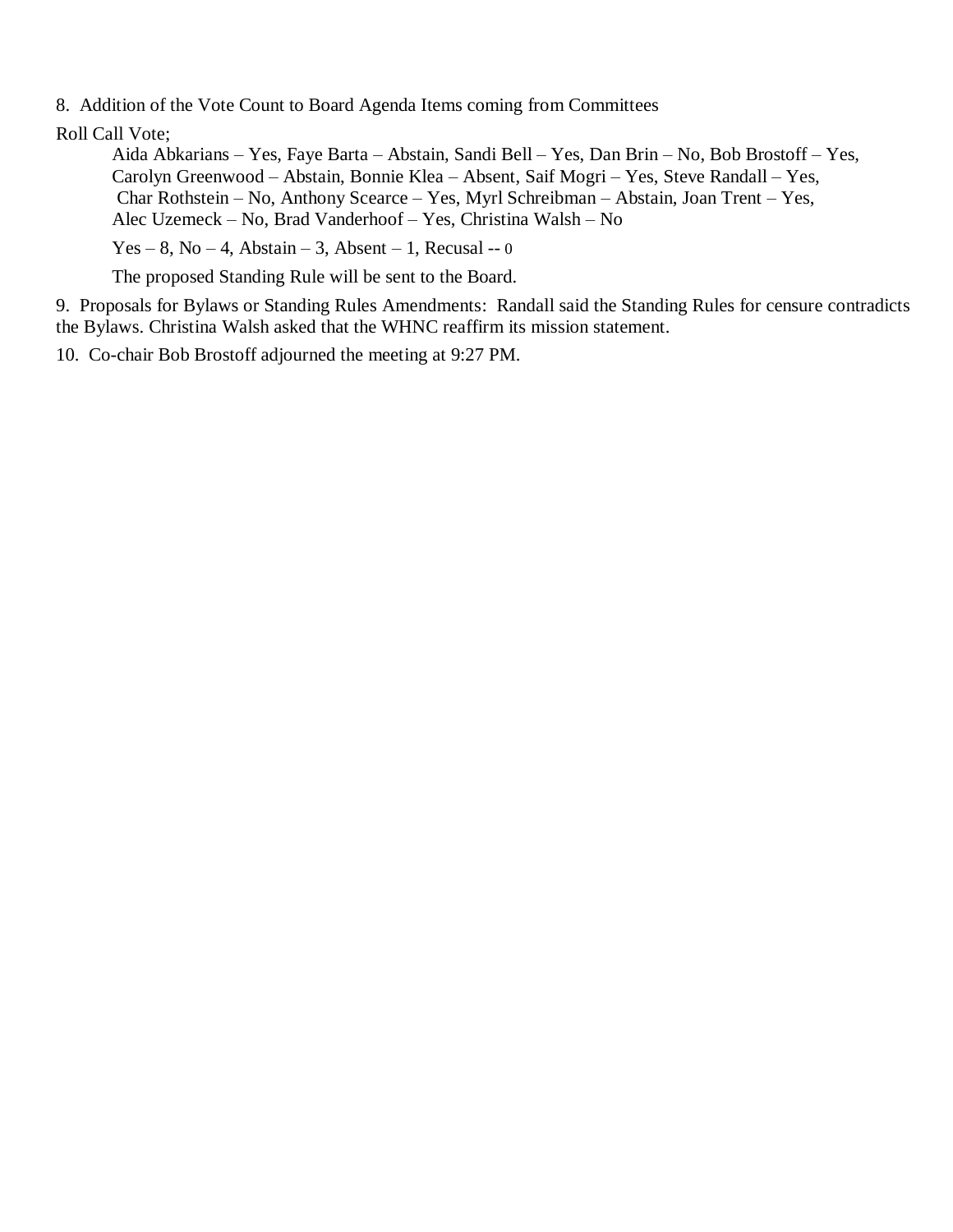8. Addition of the Vote Count to Board Agenda Items coming from Committees

Roll Call Vote;

Aida Abkarians – Yes, Faye Barta – Abstain, Sandi Bell – Yes, Dan Brin – No, Bob Brostoff – Yes, Carolyn Greenwood – Abstain, Bonnie Klea – Absent, Saif Mogri – Yes, Steve Randall – Yes, Char Rothstein – No, Anthony Scearce – Yes, Myrl Schreibman – Abstain, Joan Trent – Yes, Alec Uzemeck – No, Brad Vanderhoof – Yes, Christina Walsh – No

Yes – 8, No – 4, Abstain – 3, Absent – 1, Recusal -- 0

The proposed Standing Rule will be sent to the Board.

9. Proposals for Bylaws or Standing Rules Amendments: Randall said the Standing Rules for censure contradicts the Bylaws. Christina Walsh asked that the WHNC reaffirm its mission statement.

10. Co-chair Bob Brostoff adjourned the meeting at 9:27 PM.